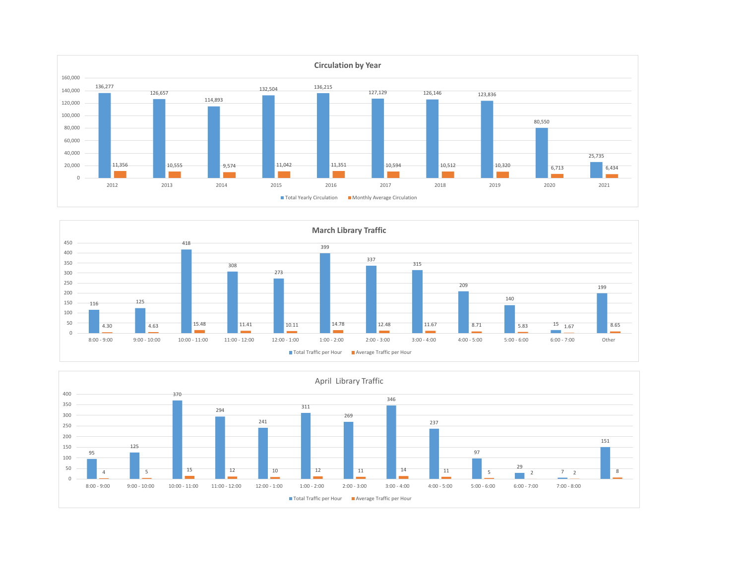## Circulation by Year

| Year | Total Yearly Circulation | Monthly Average Circulation |
|---|---|---|
| 2012 | 136,277 | 11,356 |
| 2013 | 126,657 | 10,555 |
| 2014 | 114,893 | 9,574 |
| 2015 | 132,504 | 11,042 |
| 2016 | 136,215 | 11,351 |
| 2017 | 127,129 | 10,594 |
| 2018 | 126,146 | 10,512 |
| 2019 | 123,836 | 10,320 |
| 2020 | 80,550 | 6,713 |
| 2021 | 25,735 | 6,434 |

## March Library Traffic

| Hour | Total Traffic per Hour | Average Traffic per Hour |
|---|---|---|
| 8:00 - 9:00 | 116 | 4.30 |
| 9:00 - 10:00 | 125 | 4.63 |
| 10:00 - 11:00 | 418 | 15.48 |
| 11:00 - 12:00 | 308 | 11.41 |
| 12:00 - 1:00 | 273 | 10.11 |
| 1:00 - 2:00 | 399 | 14.78 |
| 2:00 - 3:00 | 337 | 12.48 |
| 3:00 - 4:00 | 315 | 11.67 |
| 4:00 - 5:00 | 209 | 8.71 |
| 5:00 - 6:00 | 140 | 5.83 |
| 6:00 - 7:00 | 15 | 1.67 |
| Other | 199 | 8.65 |

## April Library Traffic

| Hour | Total Traffic per Hour | Average Traffic per Hour |
|---|---|---|
| 8:00 - 9:00 | 95 | 4 |
| 9:00 - 10:00 | 125 | 5 |
| 10:00 - 11:00 | 370 | 15 |
| 11:00 - 12:00 | 294 | 12 |
| 12:00 - 1:00 | 241 | 10 |
| 1:00 - 2:00 | 311 | 12 |
| 2:00 - 3:00 | 269 | 11 |
| 3:00 - 4:00 | 346 | 14 |
| 4:00 - 5:00 | 237 | 11 |
| 5:00 - 6:00 | 97 | 5 |
| 6:00 - 7:00 | 29 | 2 |
| 7:00 - 8:00 | 7 | 2 |
| | 151 | 8 |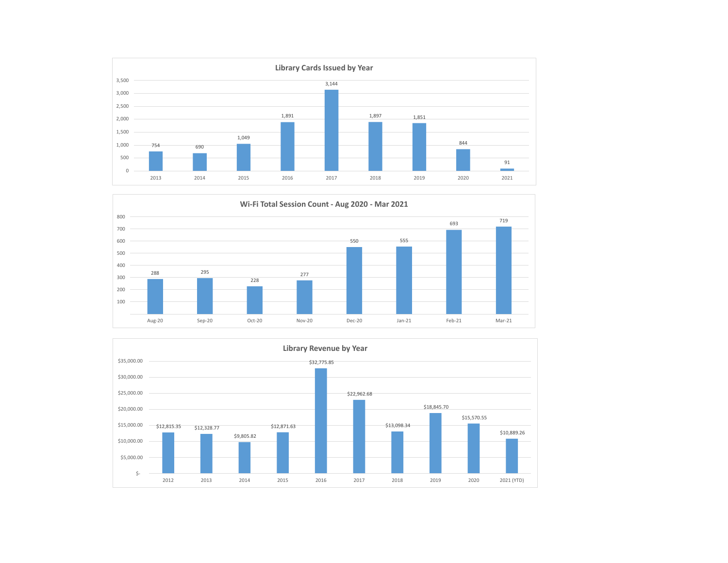## Library Cards Issued by Year

| Year | Library Cards Issued |
| --- | --- |
| 2013 | 754 |
| 2014 | 690 |
| 2015 | 1,049 |
| 2016 | 1,891 |
| 2017 | 3,144 |
| 2018 | 1,897 |
| 2019 | 1,851 |
| 2020 | 844 |
| 2021 | 91 |

## Wi-Fi Total Session Count - Aug 2020 - Mar 2021

| Month | Session Count |
| --- | --- |
| Aug-20 | 288 |
| Sep-20 | 295 |
| Oct-20 | 228 |
| Nov-20 | 277 |
| Dec-20 | 550 |
| Jan-21 | 555 |
| Feb-21 | 693 |
| Mar-21 | 719 |

## Library Revenue by Year

| Year | Revenue |
| --- | --- |
| 2012 | $12,815.35 |
| 2013 | $12,328.77 |
| 2014 | $9,805.82 |
| 2015 | $12,871.63 |
| 2016 | $32,775.85 |
| 2017 | $22,962.68 |
| 2018 | $13,098.34 |
| 2019 | $18,845.70 |
| 2020 | $15,570.55 |
| 2021 (YTD) | $10,889.26 |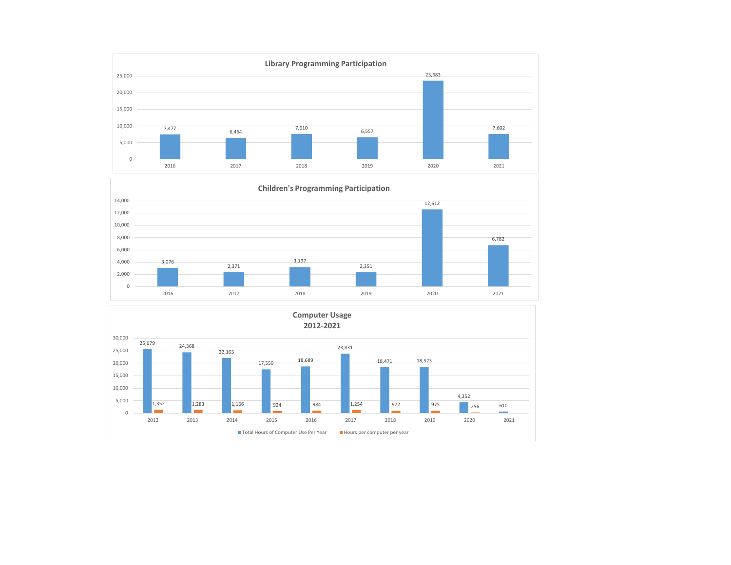Library Programming Participation

25,000
20,000
15,000
10,000
5,000
0

7,477
6,464
7,610
6,557
23,683
7,602

2016
2017
2018
2019
2020
2021

Children's Programming Participation

14,000
12,000
10,000
8,000
6,000
4,000
2,000
0

3,076
2,371
3,197
2,351
12,612
6,782

2016
2017
2018
2019
2020
2021

Computer Usage
2012-2021

30,000
25,000
20,000
15,000
10,000
5,000
0

25,679
1,352
24,368
1,283
22,163
1,166
17,559
924
18,689
984
23,831
1,254
18,471
972
18,523
975
4,352
256
610

2012
2013
2014
2015
2016
2017
2018
2019
2020
2021

Total Hours of Computer Use Per Year
Hours per computer per year